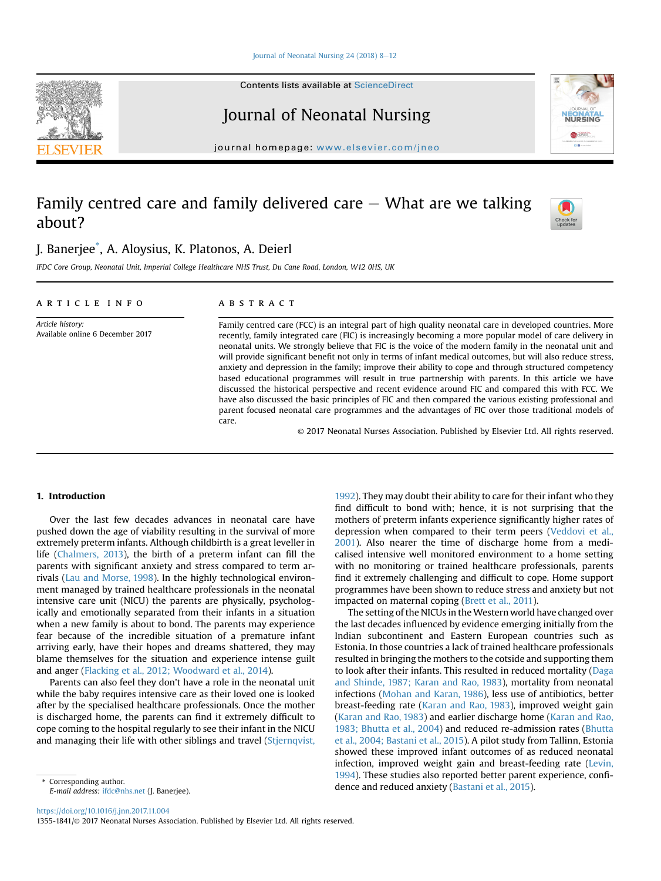# Family centred care and family delivered care — What are we talking about?

J. Banerjee*, A. Aloysius, K. Platonos, A. Deierl

IFDC Core Group, Neonatal Unit, Imperial College Healthcare NHS Trust, Du Cane Road, London, W12 0HS, UK

**ARTICLE INFO**

*Article history:*
Available online 6 December 2017

**ABSTRACT**

Family centred care (FCC) is an integral part of high quality neonatal care in developed countries. More recently, family integrated care (FIC) is increasingly becoming a more popular model of care delivery in neonatal units. We strongly believe that FIC is the voice of the modern family in the neonatal unit and will provide significant benefit not only in terms of infant medical outcomes, but will also reduce stress, anxiety and depression in the family; improve their ability to cope and through structured competency based educational programmes will result in true partnership with parents. In this article we have discussed the historical perspective and recent evidence around FIC and compared this with FCC. We have also discussed the basic principles of FIC and then compared the various existing professional and parent focused neonatal care programmes and the advantages of FIC over those traditional models of care.

© 2017 Neonatal Nurses Association. Published by Elsevier Ltd. All rights reserved.

## 1. Introduction

Over the last few decades advances in neonatal care have pushed down the age of viability resulting in the survival of more extremely preterm infants. Although childbirth is a great leveller in life (Chalmers, 2013), the birth of a preterm infant can fill the parents with significant anxiety and stress compared to term arrivals (Lau and Morse, 1998). In the highly technological environment managed by trained healthcare professionals in the neonatal intensive care unit (NICU) the parents are physically, psychologically and emotionally separated from their infants in a situation when a new family is about to bond. The parents may experience fear because of the incredible situation of a premature infant arriving early, have their hopes and dreams shattered, they may blame themselves for the situation and experience intense guilt and anger (Flacking et al., 2012; Woodward et al., 2014).

Parents can also feel they don't have a role in the neonatal unit while the baby requires intensive care as their loved one is looked after by the specialised healthcare professionals. Once the mother is discharged home, the parents can find it extremely difficult to cope coming to the hospital regularly to see their infant in the NICU and managing their life with other siblings and travel (Stjernqvist, 1992). They may doubt their ability to care for their infant who they find difficult to bond with; hence, it is not surprising that the mothers of preterm infants experience significantly higher rates of depression when compared to their term peers (Veddovi et al., 2001). Also nearer the time of discharge home from a medicalised intensive well monitored environment to a home setting with no monitoring or trained healthcare professionals, parents find it extremely challenging and difficult to cope. Home support programmes have been shown to reduce stress and anxiety but not impacted on maternal coping (Brett et al., 2011).

The setting of the NICUs in the Western world have changed over the last decades influenced by evidence emerging initially from the Indian subcontinent and Eastern European countries such as Estonia. In those countries a lack of trained healthcare professionals resulted in bringing the mothers to the cotside and supporting them to look after their infants. This resulted in reduced mortality (Daga and Shinde, 1987; Karan and Rao, 1983), mortality from neonatal infections (Mohan and Karan, 1986), less use of antibiotics, better breast-feeding rate (Karan and Rao, 1983), improved weight gain (Karan and Rao, 1983) and earlier discharge home (Karan and Rao, 1983; Bhutta et al., 2004) and reduced re-admission rates (Bhutta et al., 2004; Bastani et al., 2015). A pilot study from Tallinn, Estonia showed these improved infant outcomes of as reduced neonatal infection, improved weight gain and breast-feeding rate (Levin, 1994). These studies also reported better parent experience, confidence and reduced anxiety (Bastani et al., 2015).

\* Corresponding author.
E-mail address: ifdc@nhs.net (J. Banerjee).

https://doi.org/10.1016/j.jnn.2017.11.004
1355-1841/© 2017 Neonatal Nurses Association. Published by Elsevier Ltd. All rights reserved.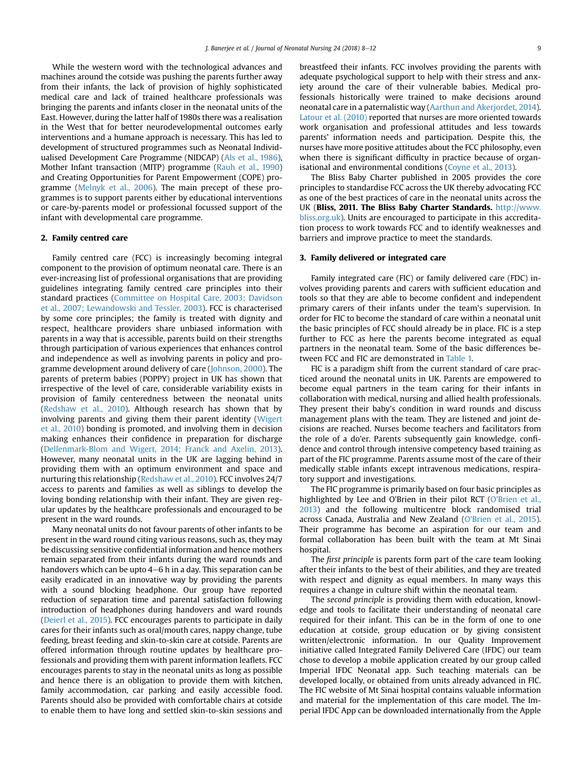While the western word with the technological advances and machines around the cotside was pushing the parents further away from their infants, the lack of provision of highly sophisticated medical care and lack of trained healthcare professionals was bringing the parents and infants closer in the neonatal units of the East. However, during the latter half of 1980s there was a realisation in the West that for better neurodevelopmental outcomes early interventions and a humane approach is necessary. This has led to development of structured programmes such as Neonatal Individualised Development Care Programme (NIDCAP) (Als et al., 1986), Mother Infant transaction (MITP) programme (Rauh et al., 1990) and Creating Opportunities for Parent Empowerment (COPE) programme (Melnyk et al., 2006). The main precept of these programmes is to support parents either by educational interventions or care-by-parents model or professional focussed support of the infant with developmental care programme.

## 2. Family centred care

Family centred care (FCC) is increasingly becoming integral component to the provision of optimum neonatal care. There is an ever-increasing list of professional organisations that are providing guidelines integrating family centred care principles into their standard practices (Committee on Hospital Care, 2003; Davidson et al., 2007; Lewandowski and Tessler, 2003). FCC is characterised by some core principles; the family is treated with dignity and respect, healthcare providers share unbiased information with parents in a way that is accessible, parents build on their strengths through participation of various experiences that enhances control and independence as well as involving parents in policy and programme development around delivery of care (Johnson, 2000). The parents of preterm babies (POPPY) project in UK has shown that irrespective of the level of care, considerable variability exists in provision of family centeredness between the neonatal units (Redshaw et al., 2010). Although research has shown that by involving parents and giving them their parent identity (Wigert et al., 2010) bonding is promoted, and involving them in decision making enhances their confidence in preparation for discharge (Dellenmark-Blom and Wigert, 2014; Franck and Axelin, 2013). However, many neonatal units in the UK are lagging behind in providing them with an optimum environment and space and nurturing this relationship (Redshaw et al., 2010). FCC involves 24/7 access to parents and families as well as siblings to develop the loving bonding relationship with their infant. They are given regular updates by the healthcare professionals and encouraged to be present in the ward rounds.

Many neonatal units do not favour parents of other infants to be present in the ward round citing various reasons, such as, they may be discussing sensitive confidential information and hence mothers remain separated from their infants during the ward rounds and handovers which can be upto 4–6 h in a day. This separation can be easily eradicated in an innovative way by providing the parents with a sound blocking headphone. Our group have reported reduction of separation time and parental satisfaction following introduction of headphones during handovers and ward rounds (Deierl et al., 2015). FCC encourages parents to participate in daily cares for their infants such as oral/mouth cares, nappy change, tube feeding, breast feeding and skin-to-skin care at cotside. Parents are offered information through routine updates by healthcare professionals and providing them with parent information leaflets. FCC encourages parents to stay in the neonatal units as long as possible and hence there is an obligation to provide them with kitchen, family accommodation, car parking and easily accessible food. Parents should also be provided with comfortable chairs at cotside to enable them to have long and settled skin-to-skin sessions and breastfeed their infants. FCC involves providing the parents with adequate psychological support to help with their stress and anxiety around the care of their vulnerable babies. Medical professionals historically were trained to make decisions around neonatal care in a paternalistic way (Aarthun and Akerjordet, 2014). Latour et al. (2010) reported that nurses are more oriented towards work organisation and professional attitudes and less towards parents' information needs and participation. Despite this, the nurses have more positive attitudes about the FCC philosophy, even when there is significant difficulty in practice because of organisational and environmental conditions (Coyne et al., 2013).

The Bliss Baby Charter published in 2005 provides the core principles to standardise FCC across the UK thereby advocating FCC as one of the best practices of care in the neonatal units across the UK (**Bliss, 2011. The Bliss Baby Charter Standards.** http://www.bliss.org.uk). Units are encouraged to participate in this accreditation process to work towards FCC and to identify weaknesses and barriers and improve practice to meet the standards.

## 3. Family delivered or integrated care

Family integrated care (FIC) or family delivered care (FDC) involves providing parents and carers with sufficient education and tools so that they are able to become confident and independent primary carers of their infants under the team's supervision. In order for FIC to become the standard of care within a neonatal unit the basic principles of FCC should already be in place. FIC is a step further to FCC as here the parents become integrated as equal partners in the neonatal team. Some of the basic differences between FCC and FIC are demonstrated in Table 1.

FIC is a paradigm shift from the current standard of care practiced around the neonatal units in UK. Parents are empowered to become equal partners in the team caring for their infants in collaboration with medical, nursing and allied health professionals. They present their baby's condition in ward rounds and discuss management plans with the team. They are listened and joint decisions are reached. Nurses become teachers and facilitators from the role of a do'er. Parents subsequently gain knowledge, confidence and control through intensive competency based training as part of the FIC programme. Parents assume most of the care of their medically stable infants except intravenous medications, respiratory support and investigations.

The FIC programme is primarily based on four basic principles as highlighted by Lee and O'Brien in their pilot RCT (O'Brien et al., 2013) and the following multicentre block randomised trial across Canada, Australia and New Zealand (O'Brien et al., 2015). Their programme has become an aspiration for our team and formal collaboration has been built with the team at Mt Sinai hospital.

The *first principle* is parents form part of the care team looking after their infants to the best of their abilities, and they are treated with respect and dignity as equal members. In many ways this requires a change in culture shift within the neonatal team.

The *second principle* is providing them with education, knowledge and tools to facilitate their understanding of neonatal care required for their infant. This can be in the form of one to one education at cotside, group education or by giving consistent written/electronic information. In our Quality Improvement initiative called Integrated Family Delivered Care (IFDC) our team chose to develop a mobile application created by our group called Imperial IFDC Neonatal app. Such teaching materials can be developed locally, or obtained from units already advanced in FIC. The FIC website of Mt Sinai hospital contains valuable information and material for the implementation of this care model. The Imperial IFDC App can be downloaded internationally from the Apple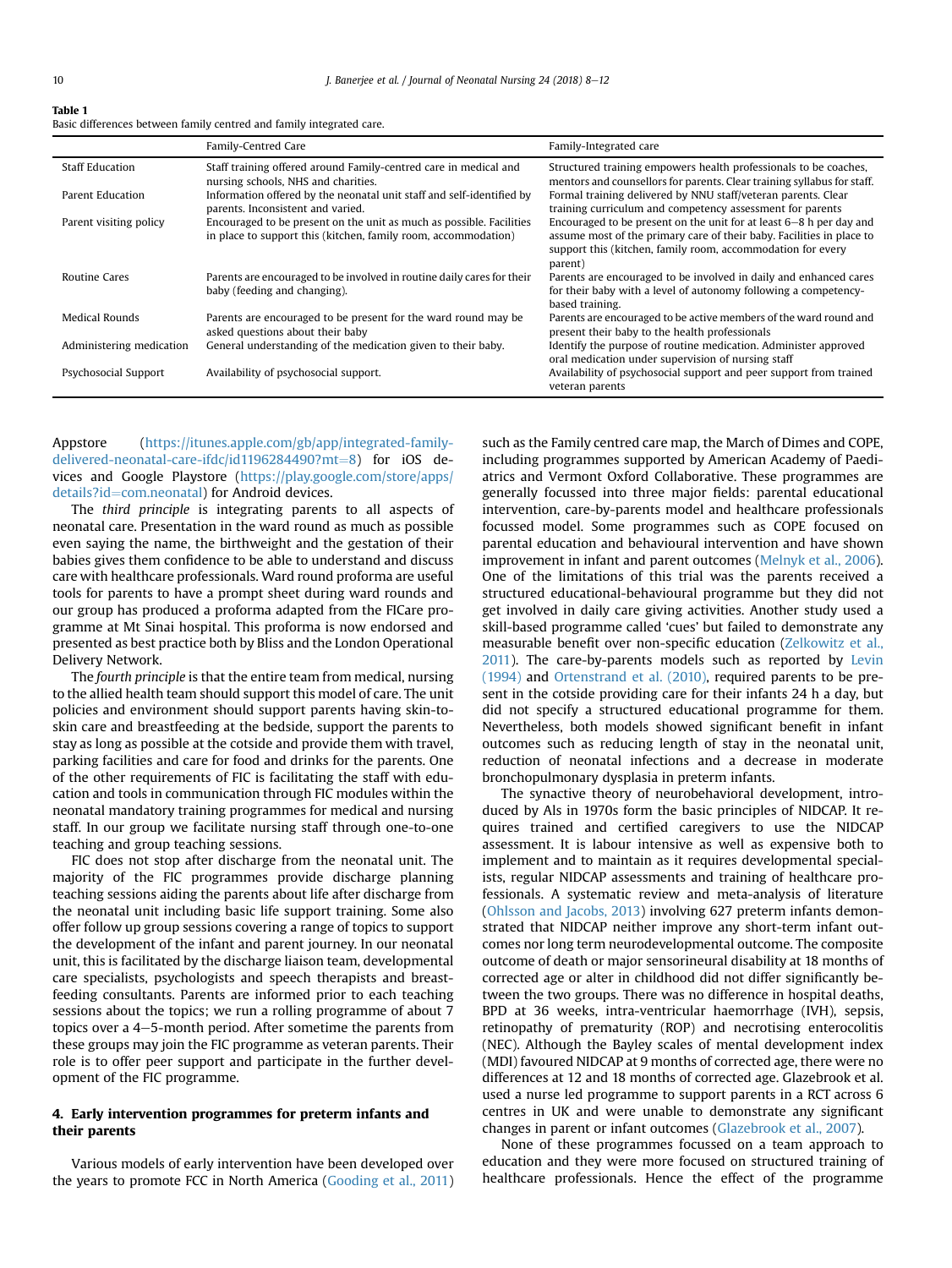**Table 1**
Basic differences between family centred and family integrated care.

| | Family-Centred Care | Family-Integrated care |
|---|---|---|
| Staff Education | Staff training offered around Family-centred care in medical and nursing schools, NHS and charities. | Structured training empowers health professionals to be coaches, mentors and counsellors for parents. Clear training syllabus for staff. |
| Parent Education | Information offered by the neonatal unit staff and self-identified by parents. Inconsistent and varied. | Formal training delivered by NNU staff/veteran parents. Clear training curriculum and competency assessment for parents |
| Parent visiting policy | Encouraged to be present on the unit as much as possible. Facilities in place to support this (kitchen, family room, accommodation) | Encouraged to be present on the unit for at least 6–8 h per day and assume most of the primary care of their baby. Facilities in place to support this (kitchen, family room, accommodation for every parent) |
| Routine Cares | Parents are encouraged to be involved in routine daily cares for their baby (feeding and changing). | Parents are encouraged to be involved in daily and enhanced cares for their baby with a level of autonomy following a competency-based training. |
| Medical Rounds | Parents are encouraged to be present for the ward round may be asked questions about their baby | Parents are encouraged to be active members of the ward round and present their baby to the health professionals |
| Administering medication | General understanding of the medication given to their baby. | Identify the purpose of routine medication. Administer approved oral medication under supervision of nursing staff |
| Psychosocial Support | Availability of psychosocial support. | Availability of psychosocial support and peer support from trained veteran parents |

Appstore (https://itunes.apple.com/gb/app/integrated-family-delivered-neonatal-care-ifdc/id1196284490?mt=8) for iOS devices and Google Playstore (https://play.google.com/store/apps/details?id=com.neonatal) for Android devices.

The *third principle* is integrating parents to all aspects of neonatal care. Presentation in the ward round as much as possible even saying the name, the birthweight and the gestation of their babies gives them confidence to be able to understand and discuss care with healthcare professionals. Ward round proforma are useful tools for parents to have a prompt sheet during ward rounds and our group has produced a proforma adapted from the FICare programme at Mt Sinai hospital. This proforma is now endorsed and presented as best practice both by Bliss and the London Operational Delivery Network.

The *fourth principle* is that the entire team from medical, nursing to the allied health team should support this model of care. The unit policies and environment should support parents having skin-to-skin care and breastfeeding at the bedside, support the parents to stay as long as possible at the cotside and provide them with travel, parking facilities and care for food and drinks for the parents. One of the other requirements of FIC is facilitating the staff with education and tools in communication through FIC modules within the neonatal mandatory training programmes for medical and nursing staff. In our group we facilitate nursing staff through one-to-one teaching and group teaching sessions.

FIC does not stop after discharge from the neonatal unit. The majority of the FIC programmes provide discharge planning teaching sessions aiding the parents about life after discharge from the neonatal unit including basic life support training. Some also offer follow up group sessions covering a range of topics to support the development of the infant and parent journey. In our neonatal unit, this is facilitated by the discharge liaison team, developmental care specialists, psychologists and speech therapists and breastfeeding consultants. Parents are informed prior to each teaching sessions about the topics; we run a rolling programme of about 7 topics over a 4–5-month period. After sometime the parents from these groups may join the FIC programme as veteran parents. Their role is to offer peer support and participate in the further development of the FIC programme.

## 4. Early intervention programmes for preterm infants and their parents

Various models of early intervention have been developed over the years to promote FCC in North America (Gooding et al., 2011) such as the Family centred care map, the March of Dimes and COPE, including programmes supported by American Academy of Paediatrics and Vermont Oxford Collaborative. These programmes are generally focussed into three major fields: parental educational intervention, care-by-parents model and healthcare professionals focussed model. Some programmes such as COPE focused on parental education and behavioural intervention and have shown improvement in infant and parent outcomes (Melnyk et al., 2006). One of the limitations of this trial was the parents received a structured educational-behavioural programme but they did not get involved in daily care giving activities. Another study used a skill-based programme called 'cues' but failed to demonstrate any measurable benefit over non-specific education (Zelkowitz et al., 2011). The care-by-parents models such as reported by Levin (1994) and Ortenstrand et al. (2010), required parents to be present in the cotside providing care for their infants 24 h a day, but did not specify a structured educational programme for them. Nevertheless, both models showed significant benefit in infant outcomes such as reducing length of stay in the neonatal unit, reduction of neonatal infections and a decrease in moderate bronchopulmonary dysplasia in preterm infants.

The synactive theory of neurobehavioral development, introduced by Als in 1970s form the basic principles of NIDCAP. It requires trained and certified caregivers to use the NIDCAP assessment. It is labour intensive as well as expensive both to implement and to maintain as it requires developmental specialists, regular NIDCAP assessments and training of healthcare professionals. A systematic review and meta-analysis of literature (Ohlsson and Jacobs, 2013) involving 627 preterm infants demonstrated that NIDCAP neither improve any short-term infant outcomes nor long term neurodevelopmental outcome. The composite outcome of death or major sensorineural disability at 18 months of corrected age or alter in childhood did not differ significantly between the two groups. There was no difference in hospital deaths, BPD at 36 weeks, intra-ventricular haemorrhage (IVH), sepsis, retinopathy of prematurity (ROP) and necrotising enterocolitis (NEC). Although the Bayley scales of mental development index (MDI) favoured NIDCAP at 9 months of corrected age, there were no differences at 12 and 18 months of corrected age. Glazebrook et al. used a nurse led programme to support parents in a RCT across 6 centres in UK and were unable to demonstrate any significant changes in parent or infant outcomes (Glazebrook et al., 2007).

None of these programmes focussed on a team approach to education and they were more focused on structured training of healthcare professionals. Hence the effect of the programme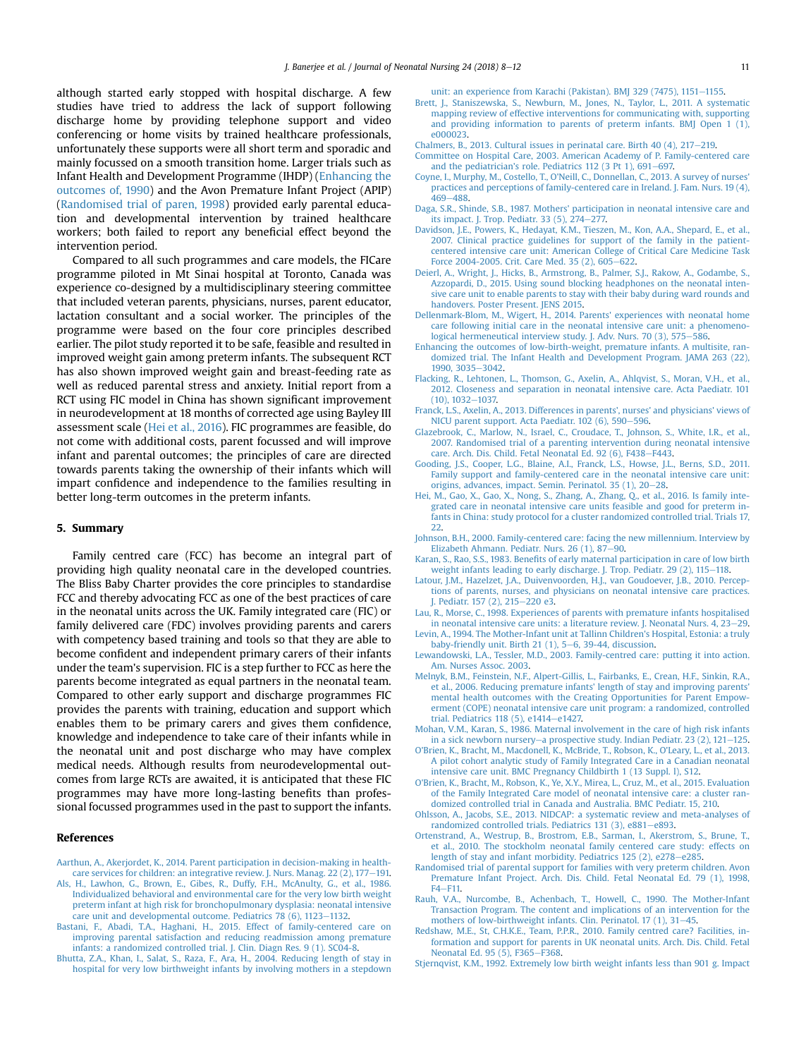although started early stopped with hospital discharge. A few studies have tried to address the lack of support following discharge home by providing telephone support and video conferencing or home visits by trained healthcare professionals, unfortunately these supports were all short term and sporadic and mainly focussed on a smooth transition home. Larger trials such as Infant Health and Development Programme (IHDP) (Enhancing the outcomes of, 1990) and the Avon Premature Infant Project (APIP) (Randomised trial of paren, 1998) provided early parental education and developmental intervention by trained healthcare workers; both failed to report any beneficial effect beyond the intervention period.

Compared to all such programmes and care models, the FICare programme piloted in Mt Sinai hospital at Toronto, Canada was experience co-designed by a multidisciplinary steering committee that included veteran parents, physicians, nurses, parent educator, lactation consultant and a social worker. The principles of the programme were based on the four core principles described earlier. The pilot study reported it to be safe, feasible and resulted in improved weight gain among preterm infants. The subsequent RCT has also shown improved weight gain and breast-feeding rate as well as reduced parental stress and anxiety. Initial report from a RCT using FIC model in China has shown significant improvement in neurodevelopment at 18 months of corrected age using Bayley III assessment scale (Hei et al., 2016). FIC programmes are feasible, do not come with additional costs, parent focussed and will improve infant and parental outcomes; the principles of care are directed towards parents taking the ownership of their infants which will impart confidence and independence to the families resulting in better long-term outcomes in the preterm infants.

## 5. Summary

Family centred care (FCC) has become an integral part of providing high quality neonatal care in the developed countries. The Bliss Baby Charter provides the core principles to standardise FCC and thereby advocating FCC as one of the best practices of care in the neonatal units across the UK. Family integrated care (FIC) or family delivered care (FDC) involves providing parents and carers with competency based training and tools so that they are able to become confident and independent primary carers of their infants under the team's supervision. FIC is a step further to FCC as here the parents become integrated as equal partners in the neonatal team. Compared to other early support and discharge programmes FIC provides the parents with training, education and support which enables them to be primary carers and gives them confidence, knowledge and independence to take care of their infants while in the neonatal unit and post discharge who may have complex medical needs. Although results from neurodevelopmental outcomes from large RCTs are awaited, it is anticipated that these FIC programmes may have more long-lasting benefits than professional focussed programmes used in the past to support the infants.

## References

Aarthun, A., Akerjordet, K., 2014. Parent participation in decision-making in health-care services for children: an integrative review. J. Nurs. Manag. 22 (2), 177–191.

Als, H., Lawhon, G., Brown, E., Gibes, R., Duffy, F.H., McAnulty, G., et al., 1986. Individualized behavioral and environmental care for the very low birth weight preterm infant at high risk for bronchopulmonary dysplasia: neonatal intensive care unit and developmental outcome. Pediatrics 78 (6), 1123–1132.

Bastani, F., Abadi, T.A., Haghani, H., 2015. Effect of family-centered care on improving parental satisfaction and reducing readmission among premature infants: a randomized controlled trial. J. Clin. Diagn Res. 9 (1). SC04-8.

Bhutta, Z.A., Khan, I., Salat, S., Raza, F., Ara, H., 2004. Reducing length of stay in hospital for very low birthweight infants by involving mothers in a stepdown unit: an experience from Karachi (Pakistan). BMJ 329 (7475), 1151–1155.

Brett, J., Staniszewska, S., Newburn, M., Jones, N., Taylor, L., 2011. A systematic mapping review of effective interventions for communicating with, supporting and providing information to parents of preterm infants. BMJ Open 1 (1), e000023.

Chalmers, B., 2013. Cultural issues in perinatal care. Birth 40 (4), 217–219.

Committee on Hospital Care, 2003. American Academy of P. Family-centered care and the pediatrician's role. Pediatrics 112 (3 Pt 1), 691–697.

Coyne, I., Murphy, M., Costello, T., O'Neill, C., Donnellan, C., 2013. A survey of nurses' practices and perceptions of family-centered care in Ireland. J. Fam. Nurs. 19 (4), 469–488.

Daga, S.R., Shinde, S.B., 1987. Mothers' participation in neonatal intensive care and its impact. J. Trop. Pediatr. 33 (5), 274–277.

Davidson, J.E., Powers, K., Hedayat, K.M., Tieszen, M., Kon, A.A., Shepard, E., et al., 2007. Clinical practice guidelines for support of the family in the patient-centered intensive care unit: American College of Critical Care Medicine Task Force 2004-2005. Crit. Care Med. 35 (2), 605–622.

Deierl, A., Wright, J., Hicks, B., Armstrong, B., Palmer, S.J., Rakow, A., Godambe, S., Azzopardi, D., 2015. Using sound blocking headphones on the neonatal intensive care unit to enable parents to stay with their baby during ward rounds and handovers. Poster Present. JENS 2015.

Dellenmark-Blom, M., Wigert, H., 2014. Parents' experiences with neonatal home care following initial care in the neonatal intensive care unit: a phenomenological hermeneutical interview study. J. Adv. Nurs. 70 (3), 575–586.

Enhancing the outcomes of low-birth-weight, premature infants. A multisite, randomized trial. The Infant Health and Development Program. JAMA 263 (22), 1990, 3035–3042.

Flacking, R., Lehtonen, L., Thomson, G., Axelin, A., Ahlqvist, S., Moran, V.H., et al., 2012. Closeness and separation in neonatal intensive care. Acta Paediatr. 101 (10), 1032–1037.

Franck, L.S., Axelin, A., 2013. Differences in parents', nurses' and physicians' views of NICU parent support. Acta Paediatr. 102 (6), 590–596.

Glazebrook, C., Marlow, N., Israel, C., Croudace, T., Johnson, S., White, I.R., et al., 2007. Randomised trial of a parenting intervention during neonatal intensive care. Arch. Dis. Child. Fetal Neonatal Ed. 92 (6), F438–F443.

Gooding, J.S., Cooper, L.G., Blaine, A.I., Franck, L.S., Howse, J.L., Berns, S.D., 2011. Family support and family-centered care in the neonatal intensive care unit: origins, advances, impact. Semin. Perinatol. 35 (1), 20–28.

Hei, M., Gao, X., Gao, X., Nong, S., Zhang, A., Zhang, Q., et al., 2016. Is family integrated care in neonatal intensive care units feasible and good for preterm infants in China: study protocol for a cluster randomized controlled trial. Trials 17, 22.

Johnson, B.H., 2000. Family-centered care: facing the new millennium. Interview by Elizabeth Ahmann. Pediatr. Nurs. 26 (1), 87–90.

Karan, S., Rao, S.S., 1983. Benefits of early maternal participation in care of low birth weight infants leading to early discharge. J. Trop. Pediatr. 29 (2), 115–118.

Latour, J.M., Hazelzet, J.A., Duivenvoorden, H.J., van Goudoever, J.B., 2010. Perceptions of parents, nurses, and physicians on neonatal intensive care practices. J. Pediatr. 157 (2), 215–220 e3.

Lau, R., Morse, C., 1998. Experiences of parents with premature infants hospitalised in neonatal intensive care units: a literature review. J. Neonatal Nurs. 4, 23–29.

Levin, A., 1994. The Mother-Infant unit at Tallinn Children's Hospital, Estonia: a truly baby-friendly unit. Birth 21 (1), 5–6, 39-44, discussion.

Lewandowski, L.A., Tessler, M.D., 2003. Family-centred care: putting it into action. Am. Nurses Assoc. 2003.

Melnyk, B.M., Feinstein, N.F., Alpert-Gillis, L., Fairbanks, E., Crean, H.F., Sinkin, R.A., et al., 2006. Reducing premature infants' length of stay and improving parents' mental health outcomes with the Creating Opportunities for Parent Empowerment (COPE) neonatal intensive care unit program: a randomized, controlled trial. Pediatrics 118 (5), e1414–e1427.

Mohan, V.M., Karan, S., 1986. Maternal involvement in the care of high risk infants in a sick newborn nursery—a prospective study. Indian Pediatr. 23 (2), 121–125.

O'Brien, K., Bracht, M., Macdonell, K., McBride, T., Robson, K., O'Leary, L., et al., 2013. A pilot cohort analytic study of Family Integrated Care in a Canadian neonatal intensive care unit. BMC Pregnancy Childbirth 1 (13 Suppl. I), S12.

O'Brien, K., Bracht, M., Robson, K., Ye, X.Y., Mirea, L., Cruz, M., et al., 2015. Evaluation of the Family Integrated Care model of neonatal intensive care: a cluster randomized controlled trial in Canada and Australia. BMC Pediatr. 15, 210.

Ohlsson, A., Jacobs, S.E., 2013. NIDCAP: a systematic review and meta-analyses of randomized controlled trials. Pediatrics 131 (3), e881–e893.

Ortenstrand, A., Westrup, B., Brostrom, E.B., Sarman, I., Akerstrom, S., Brune, T., et al., 2010. The stockholm neonatal family centered care study: effects on length of stay and infant morbidity. Pediatrics 125 (2), e278–e285.

Randomised trial of parental support for families with very preterm children. Avon Premature Infant Project. Arch. Dis. Child. Fetal Neonatal Ed. 79 (1), 1998, F4–F11.

Rauh, V.A., Nurcombe, B., Achenbach, T., Howell, C., 1990. The Mother-Infant Transaction Program. The content and implications of an intervention for the mothers of low-birthweight infants. Clin. Perinatol. 17 (1), 31–45.

Redshaw, M.E., St, C.H.K.E., Team, P.P.R., 2010. Family centred care? Facilities, information and support for parents in UK neonatal units. Arch. Dis. Child. Fetal Neonatal Ed. 95 (5), F365–F368.

Stjernqvist, K.M., 1992. Extremely low birth weight infants less than 901 g. Impact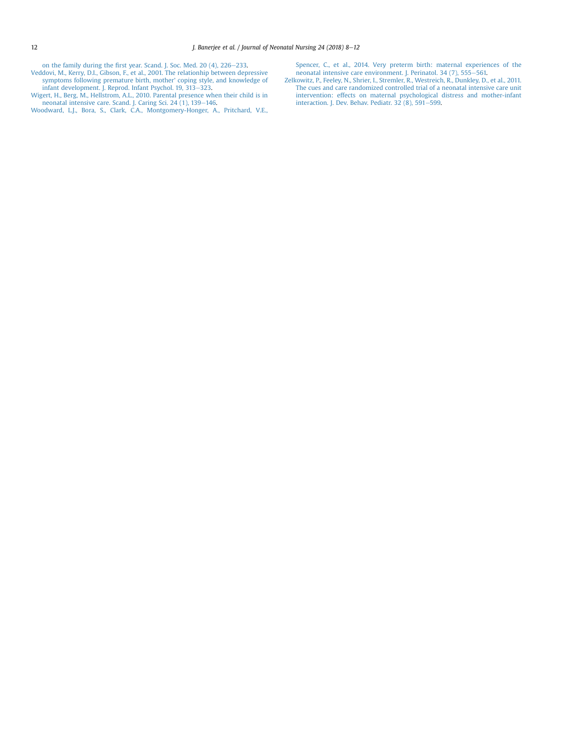on the family during the first year. Scand. J. Soc. Med. 20 (4), 226–233.

Veddovi, M., Kerry, D.I., Gibson, F., et al., 2001. The relationhip between depressive symptoms following premature birth, mother' coping style, and knowledge of infant development. J. Reprod. Infant Psychol. 19, 313–323.

Wigert, H., Berg, M., Hellstrom, A.L., 2010. Parental presence when their child is in neonatal intensive care. Scand. J. Caring Sci. 24 (1), 139–146.

Woodward, L.J., Bora, S., Clark, C.A., Montgomery-Honger, A., Pritchard, V.E., Spencer, C., et al., 2014. Very preterm birth: maternal experiences of the neonatal intensive care environment. J. Perinatol. 34 (7), 555–561.

Zelkowitz, P., Feeley, N., Shrier, I., Stremler, R., Westreich, R., Dunkley, D., et al., 2011. The cues and care randomized controlled trial of a neonatal intensive care unit intervention: effects on maternal psychological distress and mother-infant interaction. J. Dev. Behav. Pediatr. 32 (8), 591–599.